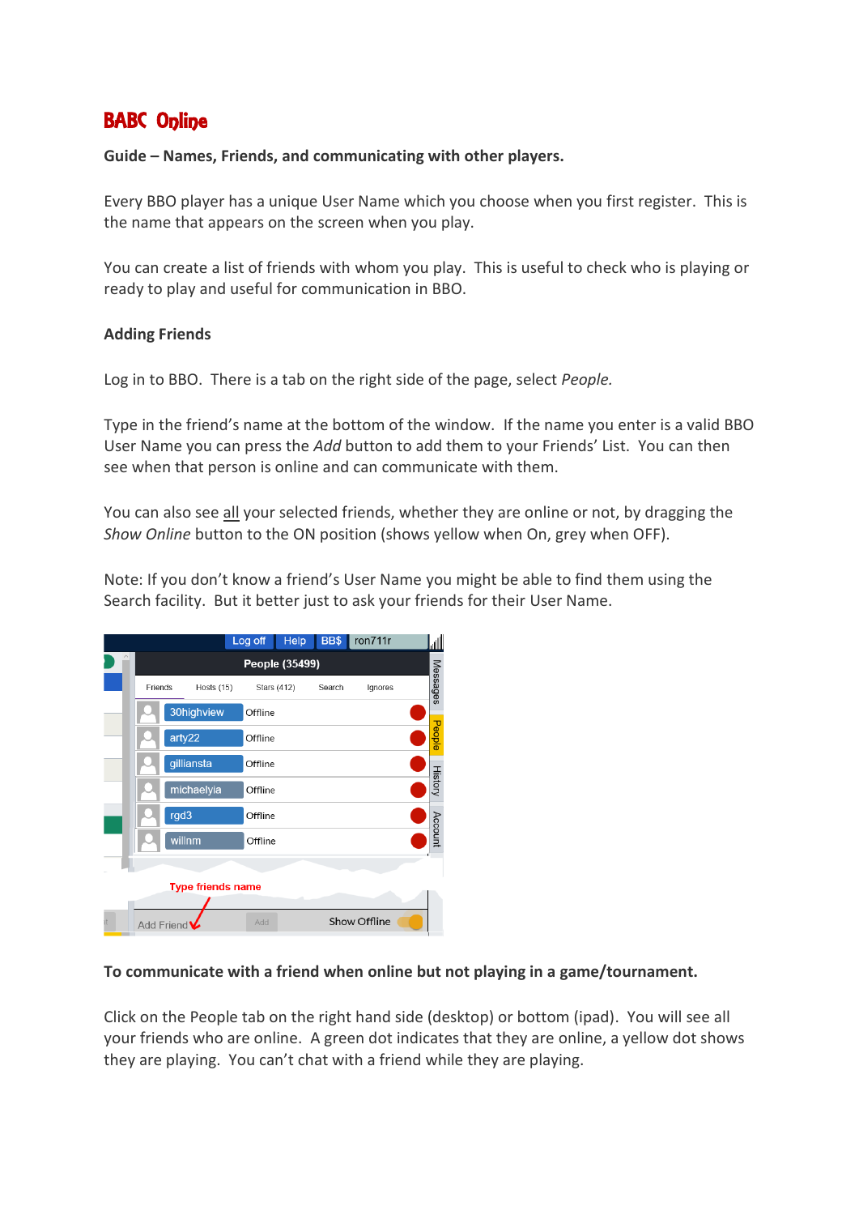# BABC Online

**Guide – Names, Friends, and communicating with other players.**

Every BBO player has a unique User Name which you choose when you first register. This is the name that appears on the screen when you play.

You can create a list of friends with whom you play. This is useful to check who is playing or ready to play and useful for communication in BBO.

## Adding Friends

Log in to BBO. There is a tab on the right side of the page, select *People.*

Type in the friend's name at the bottom of the window. If the name you enter is a valid BBO User Name you can press the *Add* button to add them to your Friends' List. You can then see when that person is online and can communicate with them.

You can also see all your selected friends, whether they are online or not, by dragging the *Show Online* button to the ON position (shows yellow when On, grey when OFF).

Note: If you don't know a friend's User Name you might be able to find them using the Search facility. But it better just to ask your friends for their User Name.

**To communicate with a friend when online but not playing in a game/tournament.**

Click on the People tab on the right hand side (desktop) or bottom (ipad). You will see all your friends who are online. A green dot indicates that they are online, a yellow dot shows they are playing. You can't chat with a friend while they are playing.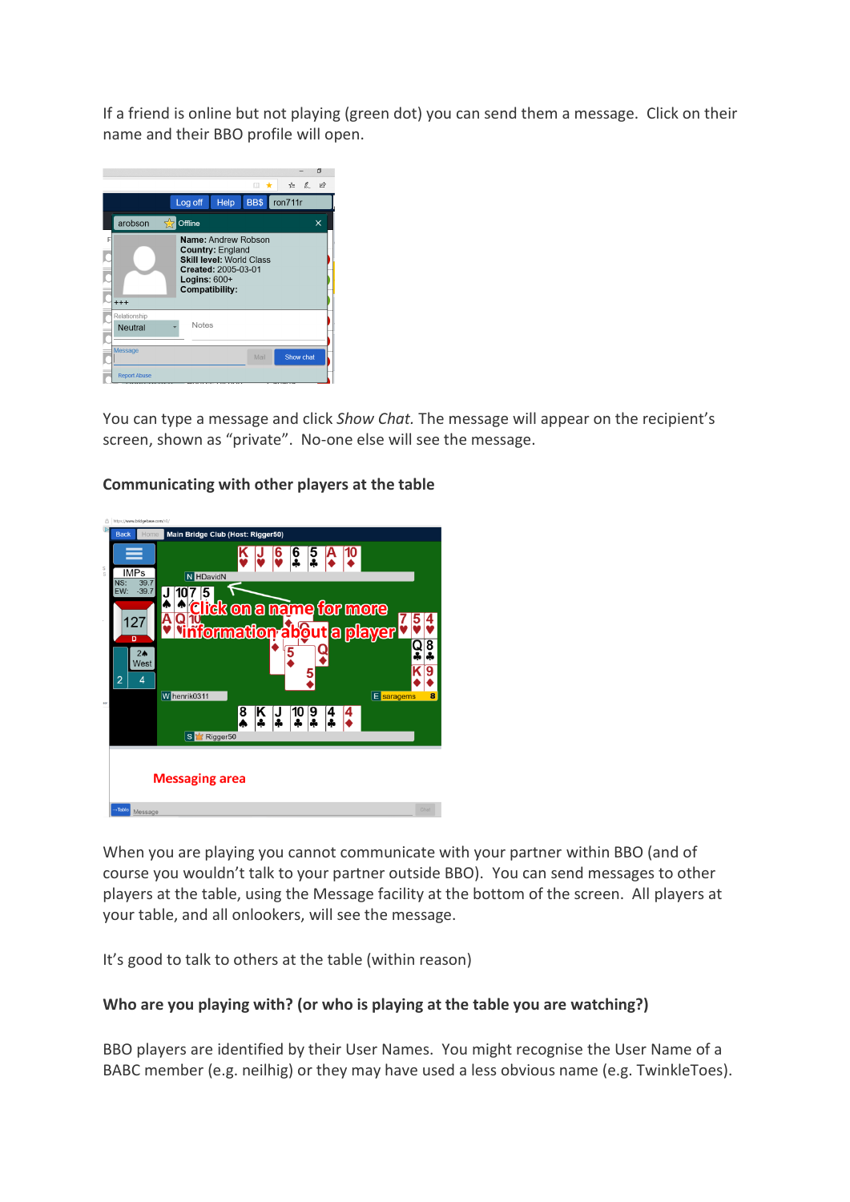If a friend is online but not playing (green dot) you can send them a message. Click on their name and their BBO profile will open.

You can type a message and click *Show Chat.* The message will appear on the recipient's screen, shown as "private". No-one else will see the message.

**Communicating with other players at the table**

When you are playing you cannot communicate with your partner within BBO (and of course you wouldn't talk to your partner outside BBO). You can send messages to other players at the table, using the Message facility at the bottom of the screen. All players at your table, and all onlookers, will see the message.

It's good to talk to others at the table (within reason)

**Who are you playing with? (or who is playing at the table you are watching?)**

BBO players are identified by their User Names. You might recognise the User Name of a BABC member (e.g. neilhig) or they may have used a less obvious name (e.g. TwinkleToes).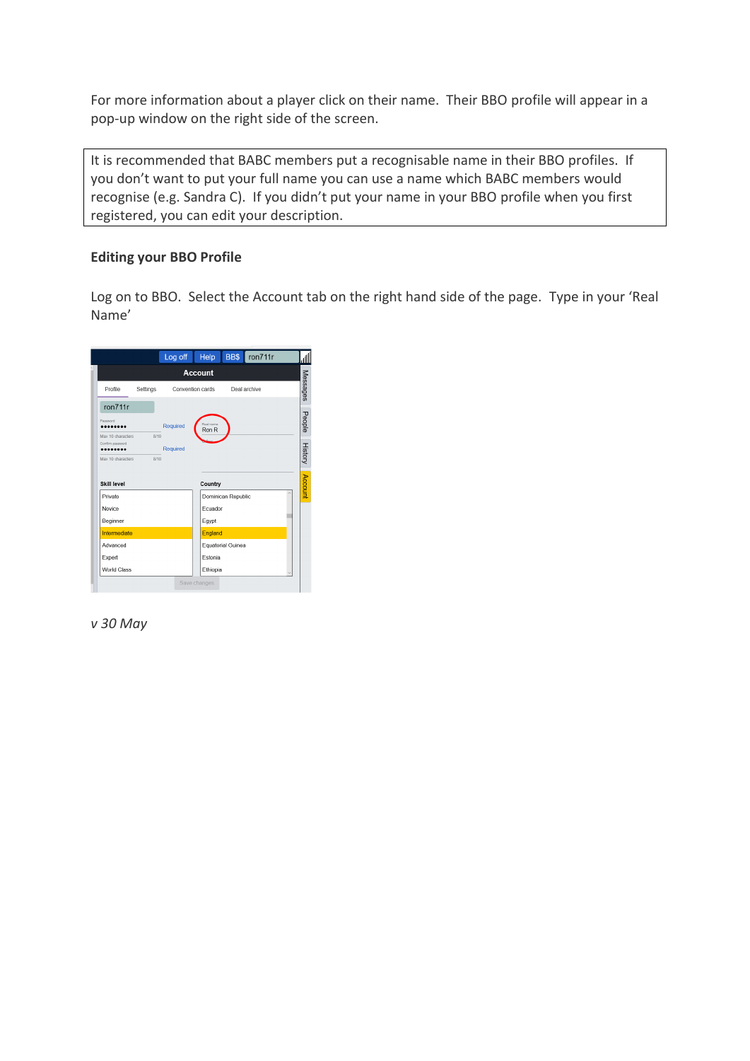For more information about a player click on their name. Their BBO profile will appear in a pop-up window on the right side of the screen.

It is recommended that BABC members put a recognisable name in their BBO profiles. If you don't want to put your full name you can use a name which BABC members would recognise (e.g. Sandra C). If you didn't put your name in your BBO profile when you first registered, you can edit your description.

### Editing your BBO Profile

Log on to BBO. Select the Account tab on the right hand side of the page. Type in your 'Real Name'

*v 30 May*